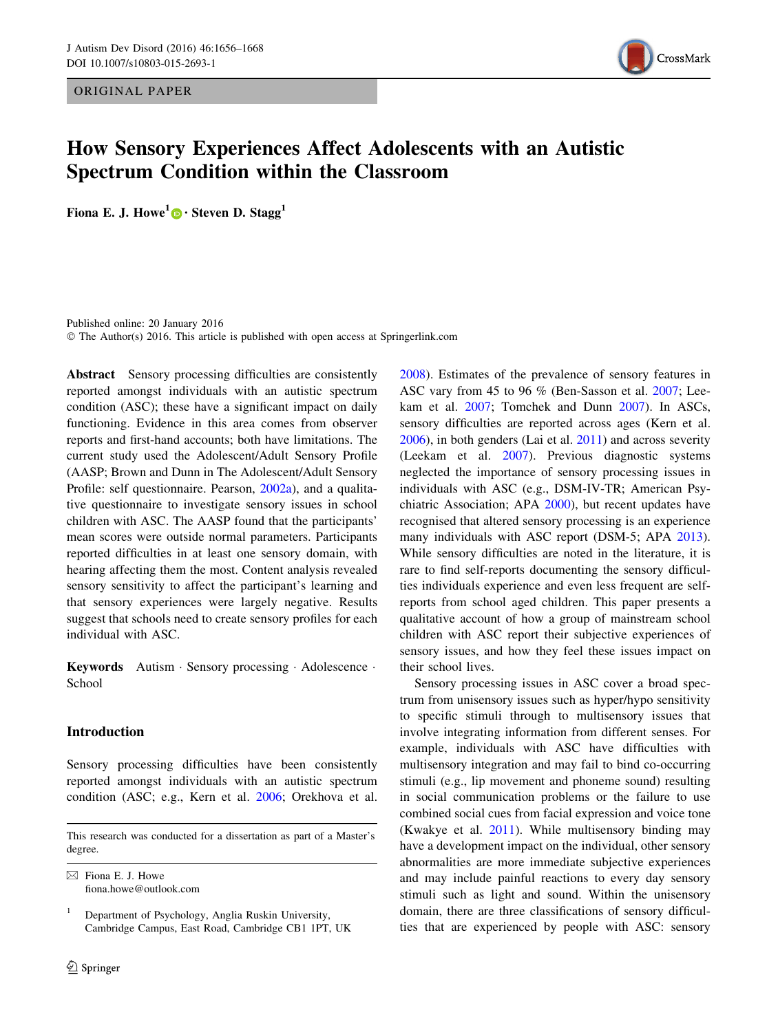ORIGINAL PAPER

# How Sensory Experiences Affect Adolescents with an Autistic Spectrum Condition within the Classroom

**Fiona E. J. Howe**[1] · **Steven D. Stagg**[1]

Published online: 20 January 2016
© The Author(s) 2016. This article is published with open access at Springerlink.com

**Abstract** Sensory processing difficulties are consistently reported amongst individuals with an autistic spectrum condition (ASC); these have a significant impact on daily functioning. Evidence in this area comes from observer reports and first-hand accounts; both have limitations. The current study used the Adolescent/Adult Sensory Profile (AASP; Brown and Dunn in The Adolescent/Adult Sensory Profile: self questionnaire. Pearson, 2002a), and a qualitative questionnaire to investigate sensory issues in school children with ASC. The AASP found that the participants' mean scores were outside normal parameters. Participants reported difficulties in at least one sensory domain, with hearing affecting them the most. Content analysis revealed sensory sensitivity to affect the participant's learning and that sensory experiences were largely negative. Results suggest that schools need to create sensory profiles for each individual with ASC.

**Keywords** Autism · Sensory processing · Adolescence · School

## Introduction

Sensory processing difficulties have been consistently reported amongst individuals with an autistic spectrum condition (ASC; e.g., Kern et al. 2006; Orekhova et al. 2008). Estimates of the prevalence of sensory features in ASC vary from 45 to 96 % (Ben-Sasson et al. 2007; Leekam et al. 2007; Tomchek and Dunn 2007). In ASCs, sensory difficulties are reported across ages (Kern et al. 2006), in both genders (Lai et al. 2011) and across severity (Leekam et al. 2007). Previous diagnostic systems neglected the importance of sensory processing issues in individuals with ASC (e.g., DSM-IV-TR; American Psychiatric Association; APA 2000), but recent updates have recognised that altered sensory processing is an experience many individuals with ASC report (DSM-5; APA 2013). While sensory difficulties are noted in the literature, it is rare to find self-reports documenting the sensory difficulties individuals experience and even less frequent are self-reports from school aged children. This paper presents a qualitative account of how a group of mainstream school children with ASC report their subjective experiences of sensory issues, and how they feel these issues impact on their school lives.

Sensory processing issues in ASC cover a broad spectrum from unisensory issues such as hyper/hypo sensitivity to specific stimuli through to multisensory issues that involve integrating information from different senses. For example, individuals with ASC have difficulties with multisensory integration and may fail to bind co-occurring stimuli (e.g., lip movement and phoneme sound) resulting in social communication problems or the failure to use combined social cues from facial expression and voice tone (Kwakye et al. 2011). While multisensory binding may have a development impact on the individual, other sensory abnormalities are more immediate subjective experiences and may include painful reactions to every day sensory stimuli such as light and sound. Within the unisensory domain, there are three classifications of sensory difficulties that are experienced by people with ASC: sensory

This research was conducted for a dissertation as part of a Master's degree.

✉ Fiona E. J. Howe
fiona.howe@outlook.com

[1] Department of Psychology, Anglia Ruskin University, Cambridge Campus, East Road, Cambridge CB1 1PT, UK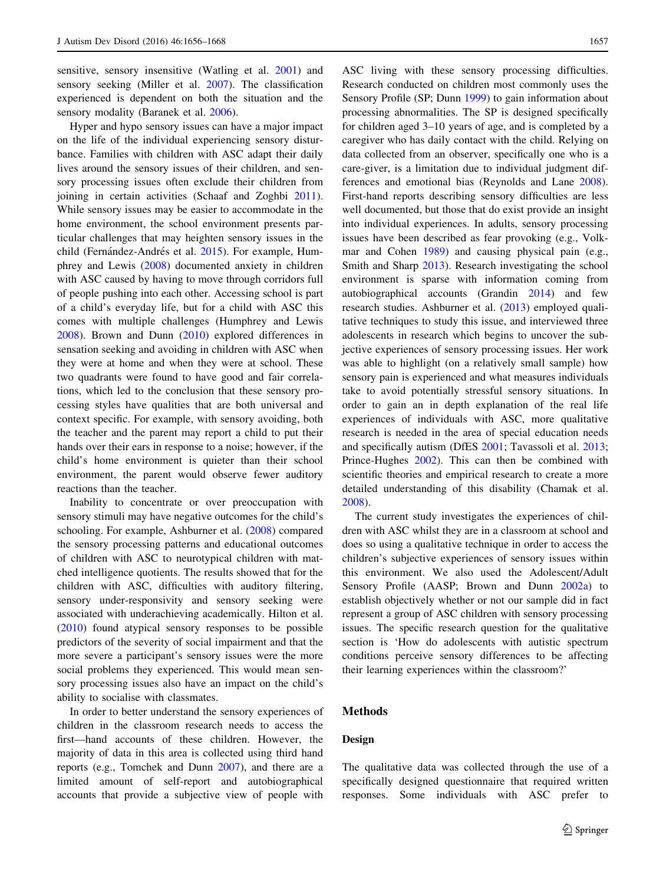sensitive, sensory insensitive (Watling et al. 2001) and sensory seeking (Miller et al. 2007). The classification experienced is dependent on both the situation and the sensory modality (Baranek et al. 2006).

Hyper and hypo sensory issues can have a major impact on the life of the individual experiencing sensory disturbance. Families with children with ASC adapt their daily lives around the sensory issues of their children, and sensory processing issues often exclude their children from joining in certain activities (Schaaf and Zoghbi 2011). While sensory issues may be easier to accommodate in the home environment, the school environment presents particular challenges that may heighten sensory issues in the child (Fernández-Andrés et al. 2015). For example, Humphrey and Lewis (2008) documented anxiety in children with ASC caused by having to move through corridors full of people pushing into each other. Accessing school is part of a child's everyday life, but for a child with ASC this comes with multiple challenges (Humphrey and Lewis 2008). Brown and Dunn (2010) explored differences in sensation seeking and avoiding in children with ASC when they were at home and when they were at school. These two quadrants were found to have good and fair correlations, which led to the conclusion that these sensory processing styles have qualities that are both universal and context specific. For example, with sensory avoiding, both the teacher and the parent may report a child to put their hands over their ears in response to a noise; however, if the child's home environment is quieter than their school environment, the parent would observe fewer auditory reactions than the teacher.

Inability to concentrate or over preoccupation with sensory stimuli may have negative outcomes for the child's schooling. For example, Ashburner et al. (2008) compared the sensory processing patterns and educational outcomes of children with ASC to neurotypical children with matched intelligence quotients. The results showed that for the children with ASC, difficulties with auditory filtering, sensory under-responsivity and sensory seeking were associated with underachieving academically. Hilton et al. (2010) found atypical sensory responses to be possible predictors of the severity of social impairment and that the more severe a participant's sensory issues were the more social problems they experienced. This would mean sensory processing issues also have an impact on the child's ability to socialise with classmates.

In order to better understand the sensory experiences of children in the classroom research needs to access the first—hand accounts of these children. However, the majority of data in this area is collected using third hand reports (e.g., Tomchek and Dunn 2007), and there are a limited amount of self-report and autobiographical accounts that provide a subjective view of people with ASC living with these sensory processing difficulties. Research conducted on children most commonly uses the Sensory Profile (SP; Dunn 1999) to gain information about processing abnormalities. The SP is designed specifically for children aged 3–10 years of age, and is completed by a caregiver who has daily contact with the child. Relying on data collected from an observer, specifically one who is a care-giver, is a limitation due to individual judgment differences and emotional bias (Reynolds and Lane 2008). First-hand reports describing sensory difficulties are less well documented, but those that do exist provide an insight into individual experiences. In adults, sensory processing issues have been described as fear provoking (e.g., Volkmar and Cohen 1989) and causing physical pain (e.g., Smith and Sharp 2013). Research investigating the school environment is sparse with information coming from autobiographical accounts (Grandin 2014) and few research studies. Ashburner et al. (2013) employed qualitative techniques to study this issue, and interviewed three adolescents in research which begins to uncover the subjective experiences of sensory processing issues. Her work was able to highlight (on a relatively small sample) how sensory pain is experienced and what measures individuals take to avoid potentially stressful sensory situations. In order to gain an in depth explanation of the real life experiences of individuals with ASC, more qualitative research is needed in the area of special education needs and specifically autism (DfES 2001; Tavassoli et al. 2013; Prince-Hughes 2002). This can then be combined with scientific theories and empirical research to create a more detailed understanding of this disability (Chamak et al. 2008).

The current study investigates the experiences of children with ASC whilst they are in a classroom at school and does so using a qualitative technique in order to access the children's subjective experiences of sensory issues within this environment. We also used the Adolescent/Adult Sensory Profile (AASP; Brown and Dunn 2002a) to establish objectively whether or not our sample did in fact represent a group of ASC children with sensory processing issues. The specific research question for the qualitative section is 'How do adolescents with autistic spectrum conditions perceive sensory differences to be affecting their learning experiences within the classroom?'

## Methods

### Design

The qualitative data was collected through the use of a specifically designed questionnaire that required written responses. Some individuals with ASC prefer to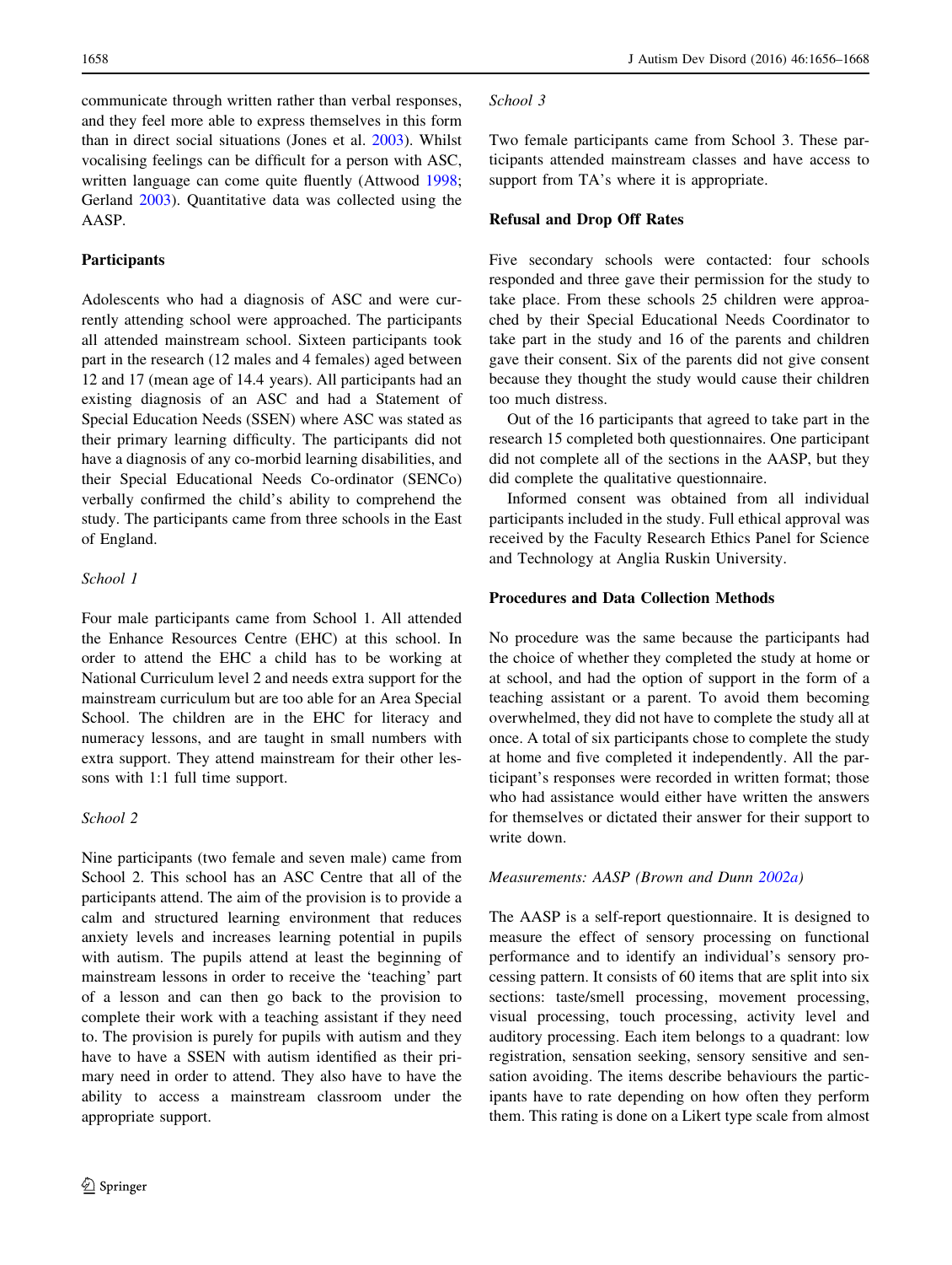communicate through written rather than verbal responses, and they feel more able to express themselves in this form than in direct social situations (Jones et al. 2003). Whilst vocalising feelings can be difficult for a person with ASC, written language can come quite fluently (Attwood 1998; Gerland 2003). Quantitative data was collected using the AASP.

## Participants

Adolescents who had a diagnosis of ASC and were currently attending school were approached. The participants all attended mainstream school. Sixteen participants took part in the research (12 males and 4 females) aged between 12 and 17 (mean age of 14.4 years). All participants had an existing diagnosis of an ASC and had a Statement of Special Education Needs (SSEN) where ASC was stated as their primary learning difficulty. The participants did not have a diagnosis of any co-morbid learning disabilities, and their Special Educational Needs Co-ordinator (SENCo) verbally confirmed the child's ability to comprehend the study. The participants came from three schools in the East of England.

### *School 1*

Four male participants came from School 1. All attended the Enhance Resources Centre (EHC) at this school. In order to attend the EHC a child has to be working at National Curriculum level 2 and needs extra support for the mainstream curriculum but are too able for an Area Special School. The children are in the EHC for literacy and numeracy lessons, and are taught in small numbers with extra support. They attend mainstream for their other lessons with 1:1 full time support.

### *School 2*

Nine participants (two female and seven male) came from School 2. This school has an ASC Centre that all of the participants attend. The aim of the provision is to provide a calm and structured learning environment that reduces anxiety levels and increases learning potential in pupils with autism. The pupils attend at least the beginning of mainstream lessons in order to receive the 'teaching' part of a lesson and can then go back to the provision to complete their work with a teaching assistant if they need to. The provision is purely for pupils with autism and they have to have a SSEN with autism identified as their primary need in order to attend. They also have to have the ability to access a mainstream classroom under the appropriate support.

### *School 3*

Two female participants came from School 3. These participants attended mainstream classes and have access to support from TA's where it is appropriate.

## Refusal and Drop Off Rates

Five secondary schools were contacted: four schools responded and three gave their permission for the study to take place. From these schools 25 children were approached by their Special Educational Needs Coordinator to take part in the study and 16 of the parents and children gave their consent. Six of the parents did not give consent because they thought the study would cause their children too much distress.

Out of the 16 participants that agreed to take part in the research 15 completed both questionnaires. One participant did not complete all of the sections in the AASP, but they did complete the qualitative questionnaire.

Informed consent was obtained from all individual participants included in the study. Full ethical approval was received by the Faculty Research Ethics Panel for Science and Technology at Anglia Ruskin University.

## Procedures and Data Collection Methods

No procedure was the same because the participants had the choice of whether they completed the study at home or at school, and had the option of support in the form of a teaching assistant or a parent. To avoid them becoming overwhelmed, they did not have to complete the study all at once. A total of six participants chose to complete the study at home and five completed it independently. All the participant's responses were recorded in written format; those who had assistance would either have written the answers for themselves or dictated their answer for their support to write down.

### *Measurements: AASP (Brown and Dunn 2002a)*

The AASP is a self-report questionnaire. It is designed to measure the effect of sensory processing on functional performance and to identify an individual's sensory processing pattern. It consists of 60 items that are split into six sections: taste/smell processing, movement processing, visual processing, touch processing, activity level and auditory processing. Each item belongs to a quadrant: low registration, sensation seeking, sensory sensitive and sensation avoiding. The items describe behaviours the participants have to rate depending on how often they perform them. This rating is done on a Likert type scale from almost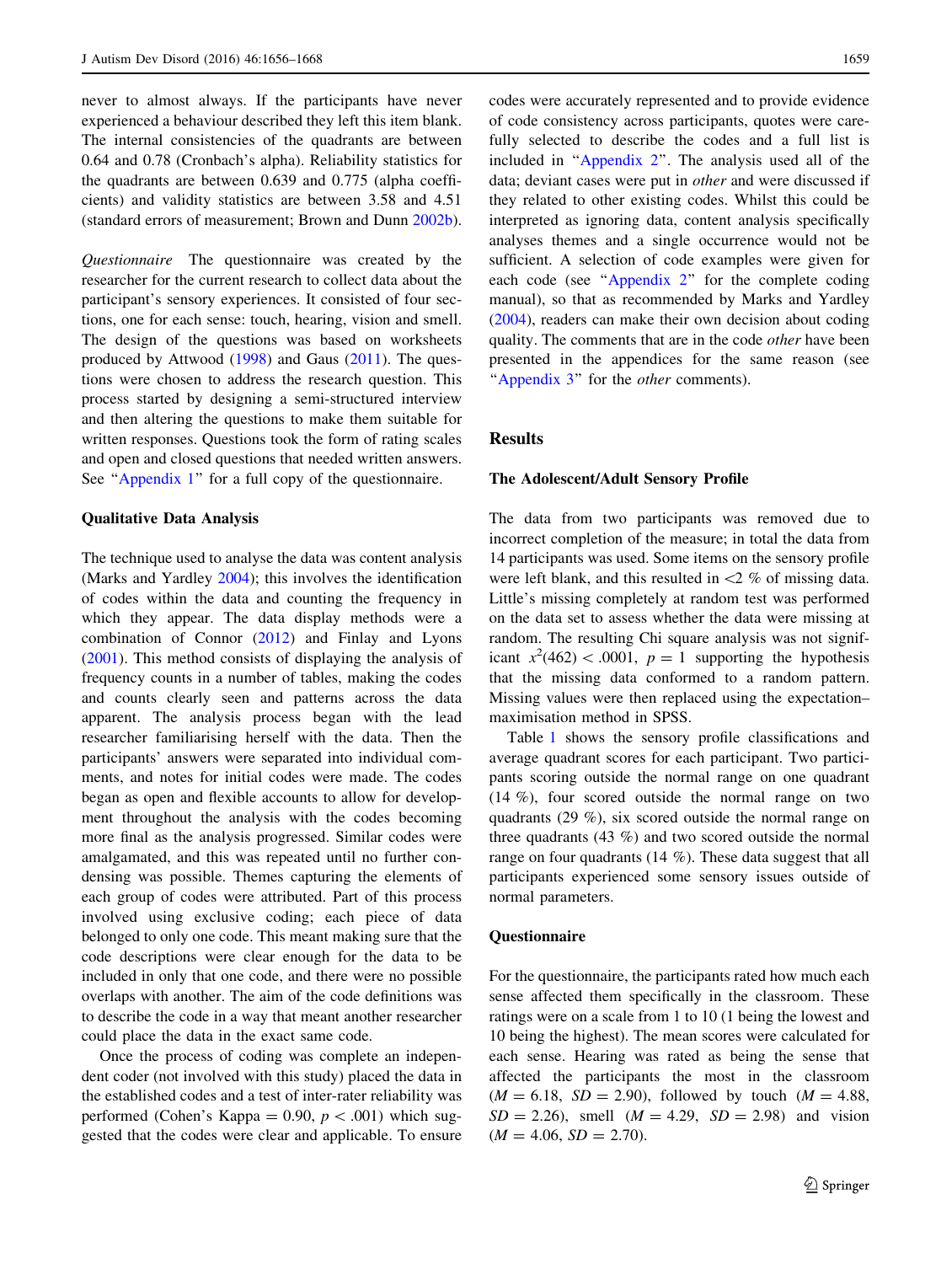never to almost always. If the participants have never experienced a behaviour described they left this item blank. The internal consistencies of the quadrants are between 0.64 and 0.78 (Cronbach's alpha). Reliability statistics for the quadrants are between 0.639 and 0.775 (alpha coefficients) and validity statistics are between 3.58 and 4.51 (standard errors of measurement; Brown and Dunn 2002b).

*Questionnaire* The questionnaire was created by the researcher for the current research to collect data about the participant's sensory experiences. It consisted of four sections, one for each sense: touch, hearing, vision and smell. The design of the questions was based on worksheets produced by Attwood (1998) and Gaus (2011). The questions were chosen to address the research question. This process started by designing a semi-structured interview and then altering the questions to make them suitable for written responses. Questions took the form of rating scales and open and closed questions that needed written answers. See "Appendix 1" for a full copy of the questionnaire.

### Qualitative Data Analysis

The technique used to analyse the data was content analysis (Marks and Yardley 2004); this involves the identification of codes within the data and counting the frequency in which they appear. The data display methods were a combination of Connor (2012) and Finlay and Lyons (2001). This method consists of displaying the analysis of frequency counts in a number of tables, making the codes and counts clearly seen and patterns across the data apparent. The analysis process began with the lead researcher familiarising herself with the data. Then the participants' answers were separated into individual comments, and notes for initial codes were made. The codes began as open and flexible accounts to allow for development throughout the analysis with the codes becoming more final as the analysis progressed. Similar codes were amalgamated, and this was repeated until no further condensing was possible. Themes capturing the elements of each group of codes were attributed. Part of this process involved using exclusive coding; each piece of data belonged to only one code. This meant making sure that the code descriptions were clear enough for the data to be included in only that one code, and there were no possible overlaps with another. The aim of the code definitions was to describe the code in a way that meant another researcher could place the data in the exact same code.

Once the process of coding was complete an independent coder (not involved with this study) placed the data in the established codes and a test of inter-rater reliability was performed (Cohen's Kappa = 0.90, $p < .001$) which suggested that the codes were clear and applicable. To ensure codes were accurately represented and to provide evidence of code consistency across participants, quotes were carefully selected to describe the codes and a full list is included in "Appendix 2". The analysis used all of the data; deviant cases were put in *other* and were discussed if they related to other existing codes. Whilst this could be interpreted as ignoring data, content analysis specifically analyses themes and a single occurrence would not be sufficient. A selection of code examples were given for each code (see "Appendix 2" for the complete coding manual), so that as recommended by Marks and Yardley (2004), readers can make their own decision about coding quality. The comments that are in the code *other* have been presented in the appendices for the same reason (see "Appendix 3" for the *other* comments).

## Results

### The Adolescent/Adult Sensory Profile

The data from two participants was removed due to incorrect completion of the measure; in total the data from 14 participants was used. Some items on the sensory profile were left blank, and this resulted in <2 % of missing data. Little's missing completely at random test was performed on the data set to assess whether the data were missing at random. The resulting Chi square analysis was not significant $x^2(462) < .0001$, $p = 1$ supporting the hypothesis that the missing data conformed to a random pattern. Missing values were then replaced using the expectation–maximisation method in SPSS.

Table 1 shows the sensory profile classifications and average quadrant scores for each participant. Two participants scoring outside the normal range on one quadrant (14 %), four scored outside the normal range on two quadrants (29 %), six scored outside the normal range on three quadrants (43 %) and two scored outside the normal range on four quadrants (14 %). These data suggest that all participants experienced some sensory issues outside of normal parameters.

### Questionnaire

For the questionnaire, the participants rated how much each sense affected them specifically in the classroom. These ratings were on a scale from 1 to 10 (1 being the lowest and 10 being the highest). The mean scores were calculated for each sense. Hearing was rated as being the sense that affected the participants the most in the classroom ($M = 6.18$, $SD = 2.90$), followed by touch ($M = 4.88$, $SD = 2.26$), smell ($M = 4.29$, $SD = 2.98$) and vision ($M = 4.06$, $SD = 2.70$).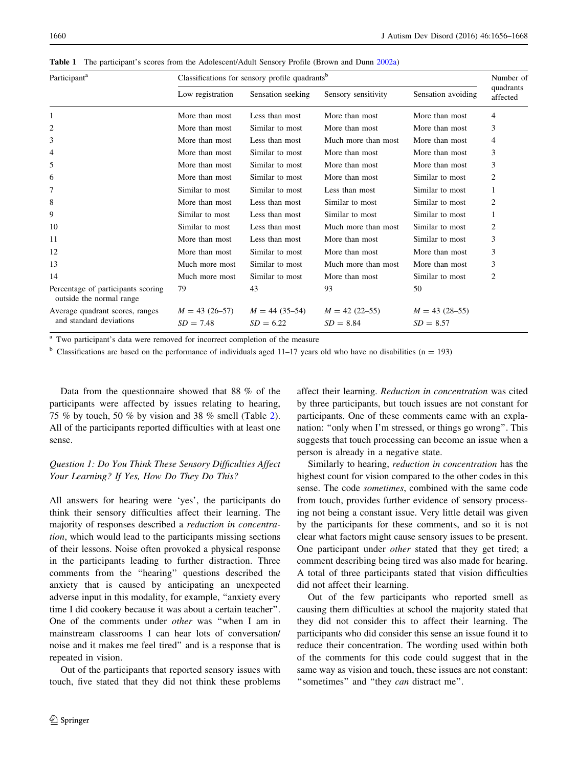**Table 1** The participant's scores from the Adolescent/Adult Sensory Profile (Brown and Dunn 2002a)

| Participant[a] | Classifications for sensory profile quadrants[b] | | | | Number of quadrants affected |
|---|---|---|---|---|---|
| | Low registration | Sensation seeking | Sensory sensitivity | Sensation avoiding | |
| 1 | More than most | Less than most | More than most | More than most | 4 |
| 2 | More than most | Similar to most | More than most | More than most | 3 |
| 3 | More than most | Less than most | Much more than most | More than most | 4 |
| 4 | More than most | Similar to most | More than most | More than most | 3 |
| 5 | More than most | Similar to most | More than most | More than most | 3 |
| 6 | More than most | Similar to most | More than most | Similar to most | 2 |
| 7 | Similar to most | Similar to most | Less than most | Similar to most | 1 |
| 8 | More than most | Less than most | Similar to most | Similar to most | 2 |
| 9 | Similar to most | Less than most | Similar to most | Similar to most | 1 |
| 10 | Similar to most | Less than most | Much more than most | Similar to most | 2 |
| 11 | More than most | Less than most | More than most | Similar to most | 3 |
| 12 | More than most | Similar to most | More than most | More than most | 3 |
| 13 | Much more most | Similar to most | Much more than most | More than most | 3 |
| 14 | Much more most | Similar to most | More than most | Similar to most | 2 |
| Percentage of participants scoring outside the normal range | 79 | 43 | 93 | 50 | |
| Average quadrant scores, ranges and standard deviations | $M = 43$ (26–57) $SD = 7.48$ | $M = 44$ (35–54) $SD = 6.22$ | $M = 42$ (22–55) $SD = 8.84$ | $M = 43$ (28–55) $SD = 8.57$ | |

[a] Two participant's data were removed for incorrect completion of the measure

[b] Classifications are based on the performance of individuals aged 11–17 years old who have no disabilities (n = 193)

Data from the questionnaire showed that 88 % of the participants were affected by issues relating to hearing, 75 % by touch, 50 % by vision and 38 % smell (Table 2). All of the participants reported difficulties with at least one sense.

### *Question 1: Do You Think These Sensory Difficulties Affect Your Learning? If Yes, How Do They Do This?*

All answers for hearing were 'yes', the participants do think their sensory difficulties affect their learning. The majority of responses described a *reduction in concentration*, which would lead to the participants missing sections of their lessons. Noise often provoked a physical response in the participants leading to further distraction. Three comments from the "hearing" questions described the anxiety that is caused by anticipating an unexpected adverse input in this modality, for example, "anxiety every time I did cookery because it was about a certain teacher". One of the comments under *other* was "when I am in mainstream classrooms I can hear lots of conversation/noise and it makes me feel tired" and is a response that is repeated in vision.

Out of the participants that reported sensory issues with touch, five stated that they did not think these problems affect their learning. *Reduction in concentration* was cited by three participants, but touch issues are not constant for participants. One of these comments came with an explanation: "only when I'm stressed, or things go wrong". This suggests that touch processing can become an issue when a person is already in a negative state.

Similarly to hearing, *reduction in concentration* has the highest count for vision compared to the other codes in this sense. The code *sometimes*, combined with the same code from touch, provides further evidence of sensory processing not being a constant issue. Very little detail was given by the participants for these comments, and so it is not clear what factors might cause sensory issues to be present. One participant under *other* stated that they get tired; a comment describing being tired was also made for hearing. A total of three participants stated that vision difficulties did not affect their learning.

Out of the few participants who reported smell as causing them difficulties at school the majority stated that they did not consider this to affect their learning. The participants who did consider this sense an issue found it to reduce their concentration. The wording used within both of the comments for this code could suggest that in the same way as vision and touch, these issues are not constant: "sometimes" and "they *can* distract me".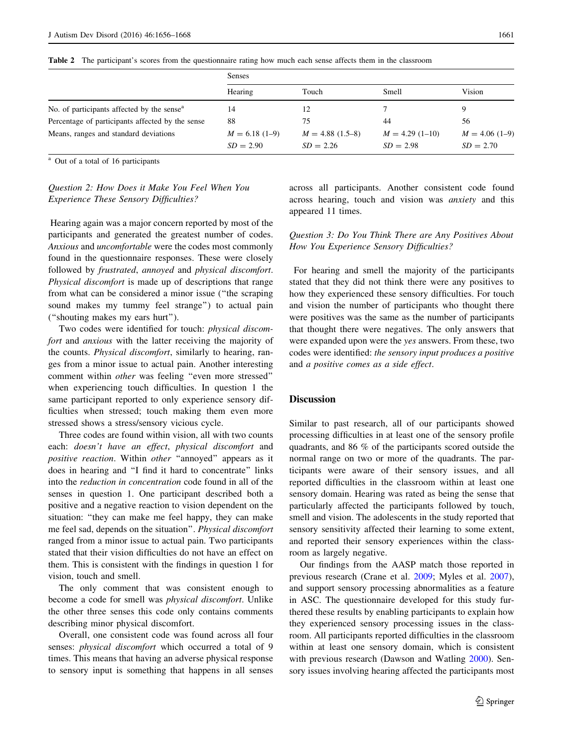**Table 2** The participant's scores from the questionnaire rating how much each sense affects them in the classroom

| | Senses | | | |
|---|---|---|---|---|
| | Hearing | Touch | Smell | Vision |
| No. of participants affected by the sense[a] | 14 | 12 | 7 | 9 |
| Percentage of participants affected by the sense | 88 | 75 | 44 | 56 |
| Means, ranges and standard deviations | $M = 6.18$ (1–9) $SD = 2.90$ | $M = 4.88$ (1.5–8) $SD = 2.26$ | $M = 4.29$ (1–10) $SD = 2.98$ | $M = 4.06$ (1–9) $SD = 2.70$ |

[a] Out of a total of 16 participants

### *Question 2: How Does it Make You Feel When You Experience These Sensory Difficulties?*

Hearing again was a major concern reported by most of the participants and generated the greatest number of codes. *Anxious* and *uncomfortable* were the codes most commonly found in the questionnaire responses. These were closely followed by *frustrated*, *annoyed* and *physical discomfort*. *Physical discomfort* is made up of descriptions that range from what can be considered a minor issue ("the scraping sound makes my tummy feel strange") to actual pain ("shouting makes my ears hurt").

Two codes were identified for touch: *physical discomfort* and *anxious* with the latter receiving the majority of the counts. *Physical discomfort*, similarly to hearing, ranges from a minor issue to actual pain. Another interesting comment within *other* was feeling "even more stressed" when experiencing touch difficulties. In question 1 the same participant reported to only experience sensory difficulties when stressed; touch making them even more stressed shows a stress/sensory vicious cycle.

Three codes are found within vision, all with two counts each: *doesn't have an effect*, *physical discomfort* and *positive reaction*. Within *other* "annoyed" appears as it does in hearing and "I find it hard to concentrate" links into the *reduction in concentration* code found in all of the senses in question 1. One participant described both a positive and a negative reaction to vision dependent on the situation: "they can make me feel happy, they can make me feel sad, depends on the situation". *Physical discomfort* ranged from a minor issue to actual pain. Two participants stated that their vision difficulties do not have an effect on them. This is consistent with the findings in question 1 for vision, touch and smell.

The only comment that was consistent enough to become a code for smell was *physical discomfort*. Unlike the other three senses this code only contains comments describing minor physical discomfort.

Overall, one consistent code was found across all four senses: *physical discomfort* which occurred a total of 9 times. This means that having an adverse physical response to sensory input is something that happens in all senses across all participants. Another consistent code found across hearing, touch and vision was *anxiety* and this appeared 11 times.

### *Question 3: Do You Think There are Any Positives About How You Experience Sensory Difficulties?*

For hearing and smell the majority of the participants stated that they did not think there were any positives to how they experienced these sensory difficulties. For touch and vision the number of participants who thought there were positives was the same as the number of participants that thought there were negatives. The only answers that were expanded upon were the *yes* answers. From these, two codes were identified: *the sensory input produces a positive* and *a positive comes as a side effect*.

## Discussion

Similar to past research, all of our participants showed processing difficulties in at least one of the sensory profile quadrants, and 86 % of the participants scored outside the normal range on two or more of the quadrants. The participants were aware of their sensory issues, and all reported difficulties in the classroom within at least one sensory domain. Hearing was rated as being the sense that particularly affected the participants followed by touch, smell and vision. The adolescents in the study reported that sensory sensitivity affected their learning to some extent, and reported their sensory experiences within the classroom as largely negative.

Our findings from the AASP match those reported in previous research (Crane et al. 2009; Myles et al. 2007), and support sensory processing abnormalities as a feature in ASC. The questionnaire developed for this study furthered these results by enabling participants to explain how they experienced sensory processing issues in the classroom. All participants reported difficulties in the classroom within at least one sensory domain, which is consistent with previous research (Dawson and Watling 2000). Sensory issues involving hearing affected the participants most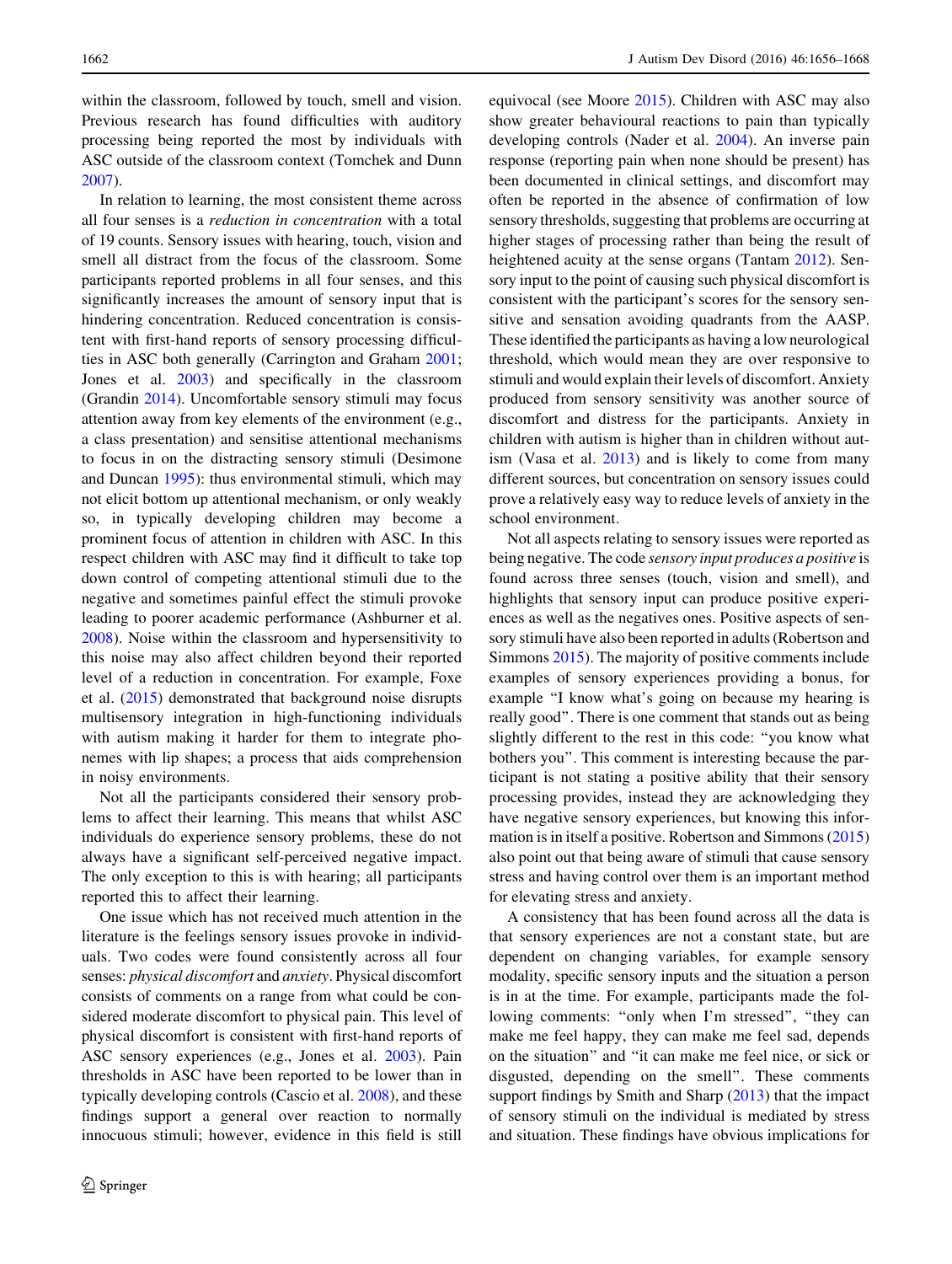within the classroom, followed by touch, smell and vision. Previous research has found difficulties with auditory processing being reported the most by individuals with ASC outside of the classroom context (Tomchek and Dunn 2007).

In relation to learning, the most consistent theme across all four senses is a *reduction in concentration* with a total of 19 counts. Sensory issues with hearing, touch, vision and smell all distract from the focus of the classroom. Some participants reported problems in all four senses, and this significantly increases the amount of sensory input that is hindering concentration. Reduced concentration is consistent with first-hand reports of sensory processing difficulties in ASC both generally (Carrington and Graham 2001; Jones et al. 2003) and specifically in the classroom (Grandin 2014). Uncomfortable sensory stimuli may focus attention away from key elements of the environment (e.g., a class presentation) and sensitise attentional mechanisms to focus in on the distracting sensory stimuli (Desimone and Duncan 1995): thus environmental stimuli, which may not elicit bottom up attentional mechanism, or only weakly so, in typically developing children may become a prominent focus of attention in children with ASC. In this respect children with ASC may find it difficult to take top down control of competing attentional stimuli due to the negative and sometimes painful effect the stimuli provoke leading to poorer academic performance (Ashburner et al. 2008). Noise within the classroom and hypersensitivity to this noise may also affect children beyond their reported level of a reduction in concentration. For example, Foxe et al. (2015) demonstrated that background noise disrupts multisensory integration in high-functioning individuals with autism making it harder for them to integrate phonemes with lip shapes; a process that aids comprehension in noisy environments.

Not all the participants considered their sensory problems to affect their learning. This means that whilst ASC individuals do experience sensory problems, these do not always have a significant self-perceived negative impact. The only exception to this is with hearing; all participants reported this to affect their learning.

One issue which has not received much attention in the literature is the feelings sensory issues provoke in individuals. Two codes were found consistently across all four senses: *physical discomfort* and *anxiety*. Physical discomfort consists of comments on a range from what could be considered moderate discomfort to physical pain. This level of physical discomfort is consistent with first-hand reports of ASC sensory experiences (e.g., Jones et al. 2003). Pain thresholds in ASC have been reported to be lower than in typically developing controls (Cascio et al. 2008), and these findings support a general over reaction to normally innocuous stimuli; however, evidence in this field is still equivocal (see Moore 2015). Children with ASC may also show greater behavioural reactions to pain than typically developing controls (Nader et al. 2004). An inverse pain response (reporting pain when none should be present) has been documented in clinical settings, and discomfort may often be reported in the absence of confirmation of low sensory thresholds, suggesting that problems are occurring at higher stages of processing rather than being the result of heightened acuity at the sense organs (Tantam 2012). Sensory input to the point of causing such physical discomfort is consistent with the participant's scores for the sensory sensitive and sensation avoiding quadrants from the AASP. These identified the participants as having a low neurological threshold, which would mean they are over responsive to stimuli and would explain their levels of discomfort. Anxiety produced from sensory sensitivity was another source of discomfort and distress for the participants. Anxiety in children with autism is higher than in children without autism (Vasa et al. 2013) and is likely to come from many different sources, but concentration on sensory issues could prove a relatively easy way to reduce levels of anxiety in the school environment.

Not all aspects relating to sensory issues were reported as being negative. The code *sensory input produces a positive* is found across three senses (touch, vision and smell), and highlights that sensory input can produce positive experiences as well as the negatives ones. Positive aspects of sensory stimuli have also been reported in adults (Robertson and Simmons 2015). The majority of positive comments include examples of sensory experiences providing a bonus, for example "I know what's going on because my hearing is really good". There is one comment that stands out as being slightly different to the rest in this code: "you know what bothers you". This comment is interesting because the participant is not stating a positive ability that their sensory processing provides, instead they are acknowledging they have negative sensory experiences, but knowing this information is in itself a positive. Robertson and Simmons (2015) also point out that being aware of stimuli that cause sensory stress and having control over them is an important method for elevating stress and anxiety.

A consistency that has been found across all the data is that sensory experiences are not a constant state, but are dependent on changing variables, for example sensory modality, specific sensory inputs and the situation a person is in at the time. For example, participants made the following comments: "only when I'm stressed", "they can make me feel happy, they can make me feel sad, depends on the situation" and "it can make me feel nice, or sick or disgusted, depending on the smell". These comments support findings by Smith and Sharp (2013) that the impact of sensory stimuli on the individual is mediated by stress and situation. These findings have obvious implications for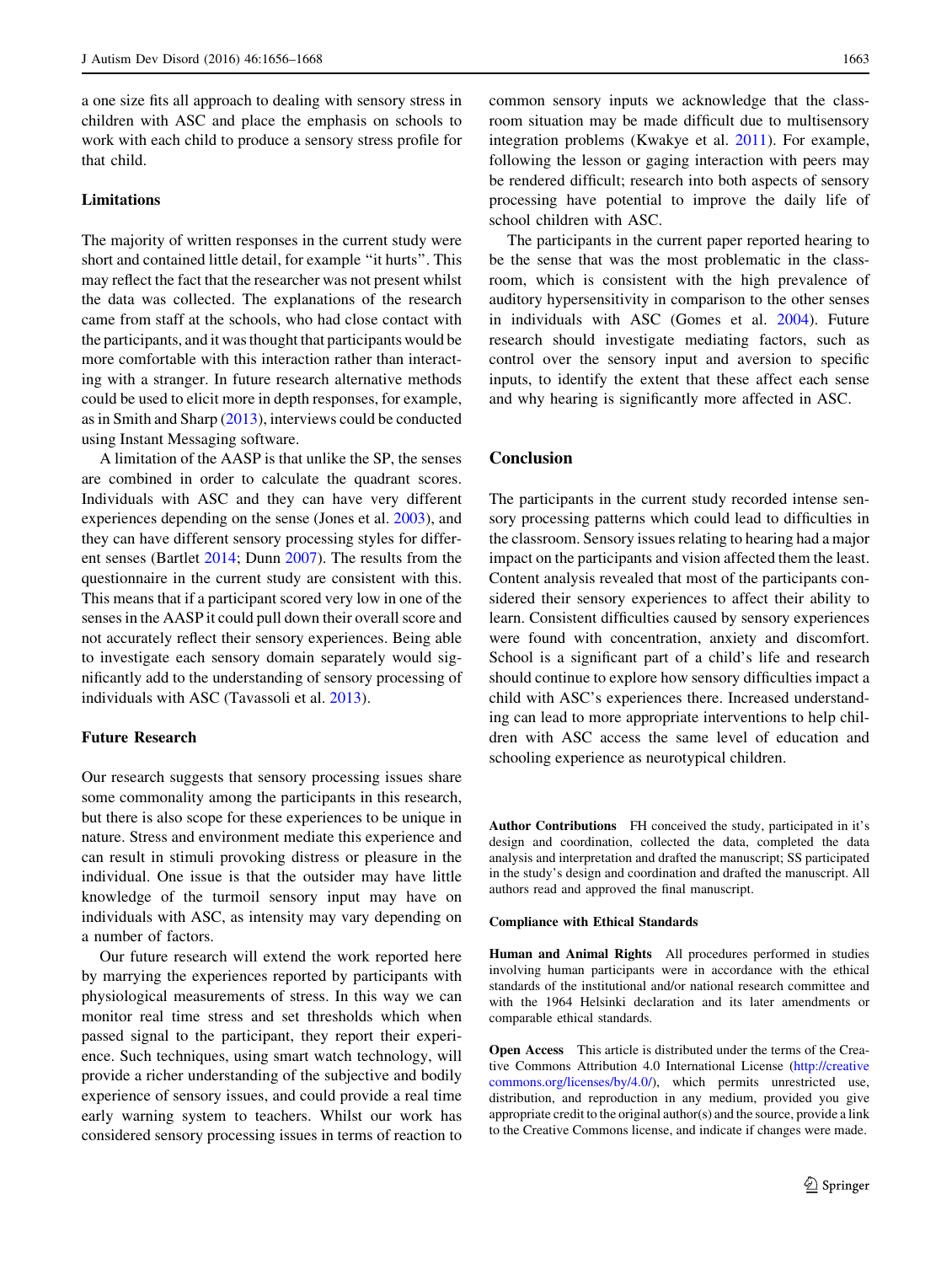a one size fits all approach to dealing with sensory stress in children with ASC and place the emphasis on schools to work with each child to produce a sensory stress profile for that child.

### Limitations

The majority of written responses in the current study were short and contained little detail, for example "it hurts". This may reflect the fact that the researcher was not present whilst the data was collected. The explanations of the research came from staff at the schools, who had close contact with the participants, and it was thought that participants would be more comfortable with this interaction rather than interacting with a stranger. In future research alternative methods could be used to elicit more in depth responses, for example, as in Smith and Sharp (2013), interviews could be conducted using Instant Messaging software.

A limitation of the AASP is that unlike the SP, the senses are combined in order to calculate the quadrant scores. Individuals with ASC and they can have very different experiences depending on the sense (Jones et al. 2003), and they can have different sensory processing styles for different senses (Bartlet 2014; Dunn 2007). The results from the questionnaire in the current study are consistent with this. This means that if a participant scored very low in one of the senses in the AASP it could pull down their overall score and not accurately reflect their sensory experiences. Being able to investigate each sensory domain separately would significantly add to the understanding of sensory processing of individuals with ASC (Tavassoli et al. 2013).

### Future Research

Our research suggests that sensory processing issues share some commonality among the participants in this research, but there is also scope for these experiences to be unique in nature. Stress and environment mediate this experience and can result in stimuli provoking distress or pleasure in the individual. One issue is that the outsider may have little knowledge of the turmoil sensory input may have on individuals with ASC, as intensity may vary depending on a number of factors.

Our future research will extend the work reported here by marrying the experiences reported by participants with physiological measurements of stress. In this way we can monitor real time stress and set thresholds which when passed signal to the participant, they report their experience. Such techniques, using smart watch technology, will provide a richer understanding of the subjective and bodily experience of sensory issues, and could provide a real time early warning system to teachers. Whilst our work has considered sensory processing issues in terms of reaction to common sensory inputs we acknowledge that the classroom situation may be made difficult due to multisensory integration problems (Kwakye et al. 2011). For example, following the lesson or gaging interaction with peers may be rendered difficult; research into both aspects of sensory processing have potential to improve the daily life of school children with ASC.

The participants in the current paper reported hearing to be the sense that was the most problematic in the classroom, which is consistent with the high prevalence of auditory hypersensitivity in comparison to the other senses in individuals with ASC (Gomes et al. 2004). Future research should investigate mediating factors, such as control over the sensory input and aversion to specific inputs, to identify the extent that these affect each sense and why hearing is significantly more affected in ASC.

## Conclusion

The participants in the current study recorded intense sensory processing patterns which could lead to difficulties in the classroom. Sensory issues relating to hearing had a major impact on the participants and vision affected them the least. Content analysis revealed that most of the participants considered their sensory experiences to affect their ability to learn. Consistent difficulties caused by sensory experiences were found with concentration, anxiety and discomfort. School is a significant part of a child's life and research should continue to explore how sensory difficulties impact a child with ASC's experiences there. Increased understanding can lead to more appropriate interventions to help children with ASC access the same level of education and schooling experience as neurotypical children.

**Author Contributions** FH conceived the study, participated in it's design and coordination, collected the data, completed the data analysis and interpretation and drafted the manuscript; SS participated in the study's design and coordination and drafted the manuscript. All authors read and approved the final manuscript.

**Compliance with Ethical Standards**

**Human and Animal Rights** All procedures performed in studies involving human participants were in accordance with the ethical standards of the institutional and/or national research committee and with the 1964 Helsinki declaration and its later amendments or comparable ethical standards.

**Open Access** This article is distributed under the terms of the Creative Commons Attribution 4.0 International License (http://creativecommons.org/licenses/by/4.0/), which permits unrestricted use, distribution, and reproduction in any medium, provided you give appropriate credit to the original author(s) and the source, provide a link to the Creative Commons license, and indicate if changes were made.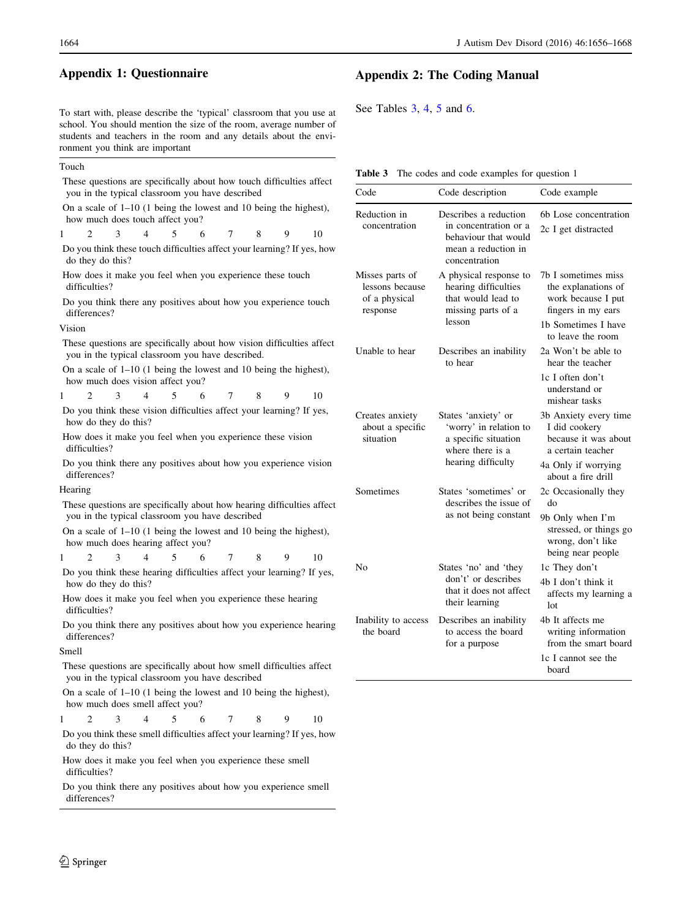## Appendix 1: Questionnaire

To start with, please describe the 'typical' classroom that you use at school. You should mention the size of the room, average number of students and teachers in the room and any details about the environment you think are important

Touch

These questions are specifically about how touch difficulties affect you in the typical classroom you have described

On a scale of 1–10 (1 being the lowest and 10 being the highest), how much does touch affect you?

1 2 3 4 5 6 7 8 9 10

Do you think these touch difficulties affect your learning? If yes, how do they do this?

How does it make you feel when you experience these touch difficulties?

Do you think there any positives about how you experience touch differences?

Vision

These questions are specifically about how vision difficulties affect you in the typical classroom you have described.

On a scale of 1–10 (1 being the lowest and 10 being the highest), how much does vision affect you?

1 2 3 4 5 6 7 8 9 10

Do you think these vision difficulties affect your learning? If yes, how do they do this?

How does it make you feel when you experience these vision difficulties?

Do you think there any positives about how you experience vision differences?

Hearing

These questions are specifically about how hearing difficulties affect you in the typical classroom you have described

On a scale of 1–10 (1 being the lowest and 10 being the highest), how much does hearing affect you?

1 2 3 4 5 6 7 8 9 10

Do you think these hearing difficulties affect your learning? If yes, how do they do this?

How does it make you feel when you experience these hearing difficulties?

Do you think there any positives about how you experience hearing differences?

Smell

These questions are specifically about how smell difficulties affect you in the typical classroom you have described

On a scale of 1–10 (1 being the lowest and 10 being the highest), how much does smell affect you?

1 2 3 4 5 6 7 8 9 10

Do you think these smell difficulties affect your learning? If yes, how do they do this?

How does it make you feel when you experience these smell difficulties?

Do you think there any positives about how you experience smell differences?

## Appendix 2: The Coding Manual

See Tables 3, 4, 5 and 6.

**Table 3** The codes and code examples for question 1

| Code | Code description | Code example |
|---|---|---|
| Reduction in concentration | Describes a reduction in concentration or a behaviour that would mean a reduction in concentration | 6b Lose concentration<br>2c I get distracted |
| Misses parts of lessons because of a physical response | A physical response to hearing difficulties that would lead to missing parts of a lesson | 7b I sometimes miss the explanations of work because I put fingers in my ears<br>1b Sometimes I have to leave the room |
| Unable to hear | Describes an inability to hear | 2a Won't be able to hear the teacher<br>1c I often don't understand or mishear tasks |
| Creates anxiety about a specific situation | States 'anxiety' or 'worry' in relation to a specific situation where there is a hearing difficulty | 3b Anxiety every time I did cookery because it was about a certain teacher<br>4a Only if worrying about a fire drill |
| Sometimes | States 'sometimes' or describes the issue of as not being constant | 2c Occasionally they do<br>9b Only when I'm stressed, or things go wrong, don't like being near people |
| No | States 'no' and 'they don't' or describes that it does not affect their learning | 1c They don't<br>4b I don't think it affects my learning a lot |
| Inability to access the board | Describes an inability to access the board for a purpose | 4b It affects me writing information from the smart board<br>1c I cannot see the board |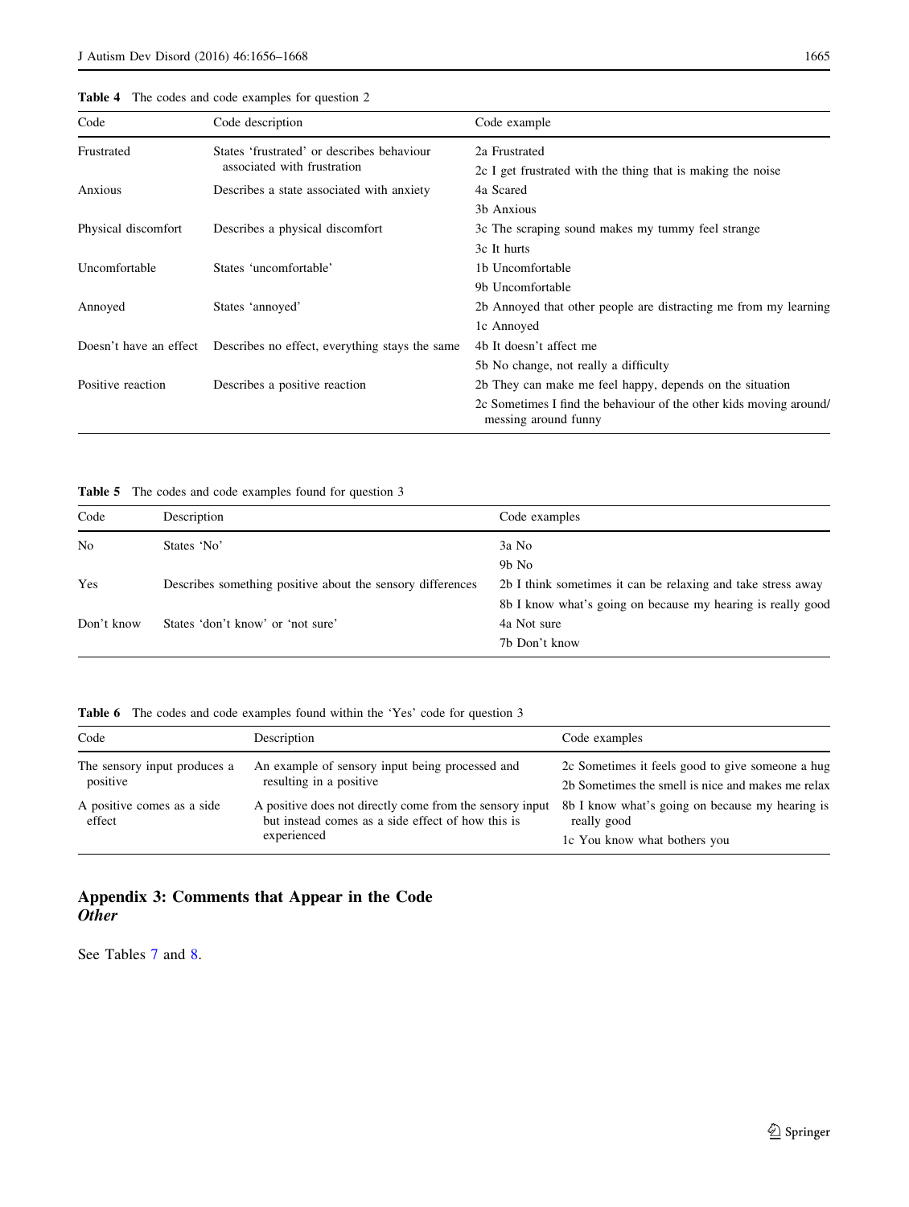**Table 4** The codes and code examples for question 2

| Code | Code description | Code example |
|---|---|---|
| Frustrated | States 'frustrated' or describes behaviour associated with frustration | 2a Frustrated |
| | | 2c I get frustrated with the thing that is making the noise |
| Anxious | Describes a state associated with anxiety | 4a Scared |
| | | 3b Anxious |
| Physical discomfort | Describes a physical discomfort | 3c The scraping sound makes my tummy feel strange |
| | | 3c It hurts |
| Uncomfortable | States 'uncomfortable' | 1b Uncomfortable |
| | | 9b Uncomfortable |
| Annoyed | States 'annoyed' | 2b Annoyed that other people are distracting me from my learning |
| | | 1c Annoyed |
| Doesn't have an effect | Describes no effect, everything stays the same | 4b It doesn't affect me |
| | | 5b No change, not really a difficulty |
| Positive reaction | Describes a positive reaction | 2b They can make me feel happy, depends on the situation |
| | | 2c Sometimes I find the behaviour of the other kids moving around/messing around funny |

**Table 5** The codes and code examples found for question 3

| Code | Description | Code examples |
|---|---|---|
| No | States 'No' | 3a No |
| | | 9b No |
| Yes | Describes something positive about the sensory differences | 2b I think sometimes it can be relaxing and take stress away |
| | | 8b I know what's going on because my hearing is really good |
| Don't know | States 'don't know' or 'not sure' | 4a Not sure |
| | | 7b Don't know |

**Table 6** The codes and code examples found within the 'Yes' code for question 3

| Code | Description | Code examples |
|---|---|---|
| The sensory input produces a positive | An example of sensory input being processed and resulting in a positive | 2c Sometimes it feels good to give someone a hug |
| | | 2b Sometimes the smell is nice and makes me relax |
| A positive comes as a side effect | A positive does not directly come from the sensory input but instead comes as a side effect of how this is experienced | 8b I know what's going on because my hearing is really good |
| | | 1c You know what bothers you |

## Appendix 3: Comments that Appear in the Code *Other*

See Tables 7 and 8.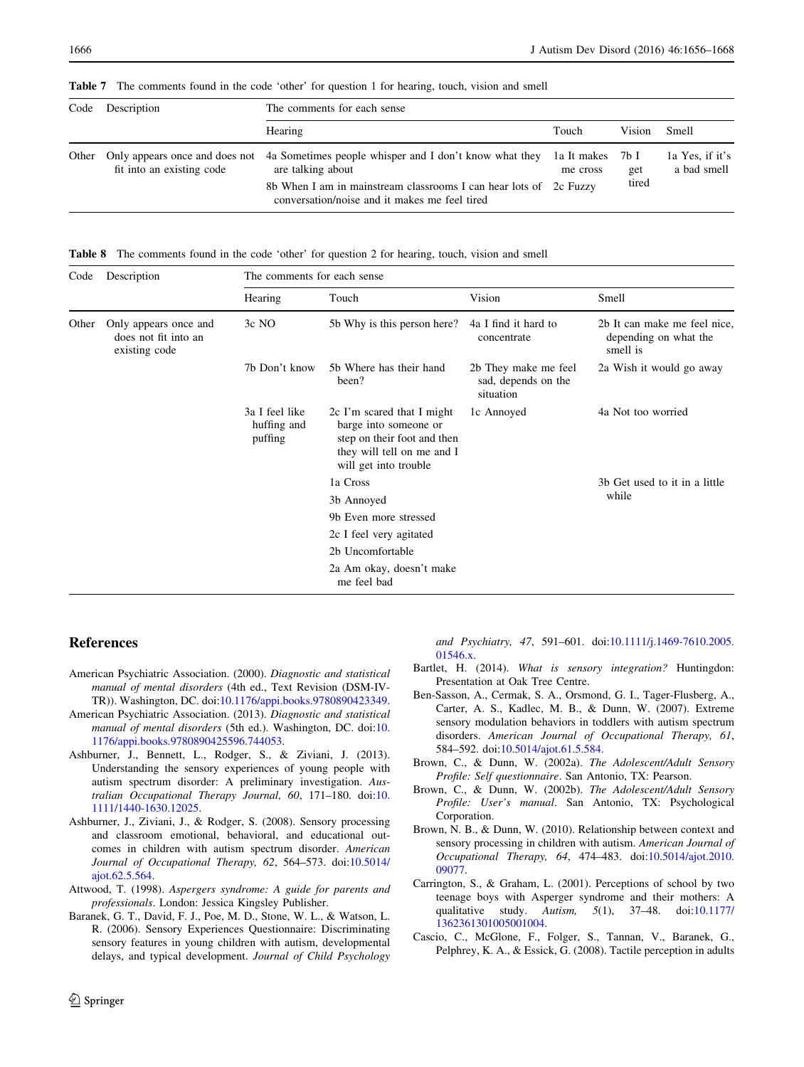**Table 7** The comments found in the code 'other' for question 1 for hearing, touch, vision and smell

| Code | Description | The comments for each sense | | | |
|---|---|---|---|---|---|
| | | Hearing | Touch | Vision | Smell |
| Other | Only appears once and does not fit into an existing code | 4a Sometimes people whisper and I don't know what they are talking about | 1a It makes me cross | 7b I get tired | 1a Yes, if it's a bad smell |
| | | 8b When I am in mainstream classrooms I can hear lots of conversation/noise and it makes me feel tired | 2c Fuzzy | | |

**Table 8** The comments found in the code 'other' for question 2 for hearing, touch, vision and smell

| Code | Description | The comments for each sense | | | |
|---|---|---|---|---|---|
| | | Hearing | Touch | Vision | Smell |
| Other | Only appears once and does not fit into an existing code | 3c NO | 5b Why is this person here? | 4a I find it hard to concentrate | 2b It can make me feel nice, depending on what the smell is |
| | | 7b Don't know | 5b Where has their hand been? | 2b They make me feel sad, depends on the situation | 2a Wish it would go away |
| | | 3a I feel like huffing and puffing | 2c I'm scared that I might barge into someone or step on their foot and then they will tell on me and I will get into trouble | 1c Annoyed | 4a Not too worried |
| | | | 1a Cross | | 3b Get used to it in a little while |
| | | | 3b Annoyed | | |
| | | | 9b Even more stressed | | |
| | | | 2c I feel very agitated | | |
| | | | 2b Uncomfortable | | |
| | | | 2a Am okay, doesn't make me feel bad | | |

## References

American Psychiatric Association. (2000). *Diagnostic and statistical manual of mental disorders* (4th ed., Text Revision (DSM-IV-TR)). Washington, DC. doi:10.1176/appi.books.9780890423349.

American Psychiatric Association. (2013). *Diagnostic and statistical manual of mental disorders* (5th ed.). Washington, DC. doi:10.1176/appi.books.9780890425596.744053.

Ashburner, J., Bennett, L., Rodger, S., & Ziviani, J. (2013). Understanding the sensory experiences of young people with autism spectrum disorder: A preliminary investigation. *Australian Occupational Therapy Journal, 60*, 171–180. doi:10.1111/1440-1630.12025.

Ashburner, J., Ziviani, J., & Rodger, S. (2008). Sensory processing and classroom emotional, behavioral, and educational outcomes in children with autism spectrum disorder. *American Journal of Occupational Therapy, 62*, 564–573. doi:10.5014/ajot.62.5.564.

Attwood, T. (1998). *Aspergers syndrome: A guide for parents and professionals*. London: Jessica Kingsley Publisher.

Baranek, G. T., David, F. J., Poe, M. D., Stone, W. L., & Watson, L. R. (2006). Sensory Experiences Questionnaire: Discriminating sensory features in young children with autism, developmental delays, and typical development. *Journal of Child Psychology and Psychiatry, 47*, 591–601. doi:10.1111/j.1469-7610.2005.01546.x.

Bartlet, H. (2014). *What is sensory integration?* Huntingdon: Presentation at Oak Tree Centre.

Ben-Sasson, A., Cermak, S. A., Orsmond, G. I., Tager-Flusberg, A., Carter, A. S., Kadlec, M. B., & Dunn, W. (2007). Extreme sensory modulation behaviors in toddlers with autism spectrum disorders. *American Journal of Occupational Therapy, 61*, 584–592. doi:10.5014/ajot.61.5.584.

Brown, C., & Dunn, W. (2002a). *The Adolescent/Adult Sensory Profile: Self questionnaire*. San Antonio, TX: Pearson.

Brown, C., & Dunn, W. (2002b). *The Adolescent/Adult Sensory Profile: User's manual*. San Antonio, TX: Psychological Corporation.

Brown, N. B., & Dunn, W. (2010). Relationship between context and sensory processing in children with autism. *American Journal of Occupational Therapy, 64*, 474–483. doi:10.5014/ajot.2010.09077.

Carrington, S., & Graham, L. (2001). Perceptions of school by two teenage boys with Asperger syndrome and their mothers: A qualitative study. *Autism, 5*(1), 37–48. doi:10.1177/1362361301005001004.

Cascio, C., McGlone, F., Folger, S., Tannan, V., Baranek, G., Pelphrey, K. A., & Essick, G. (2008). Tactile perception in adults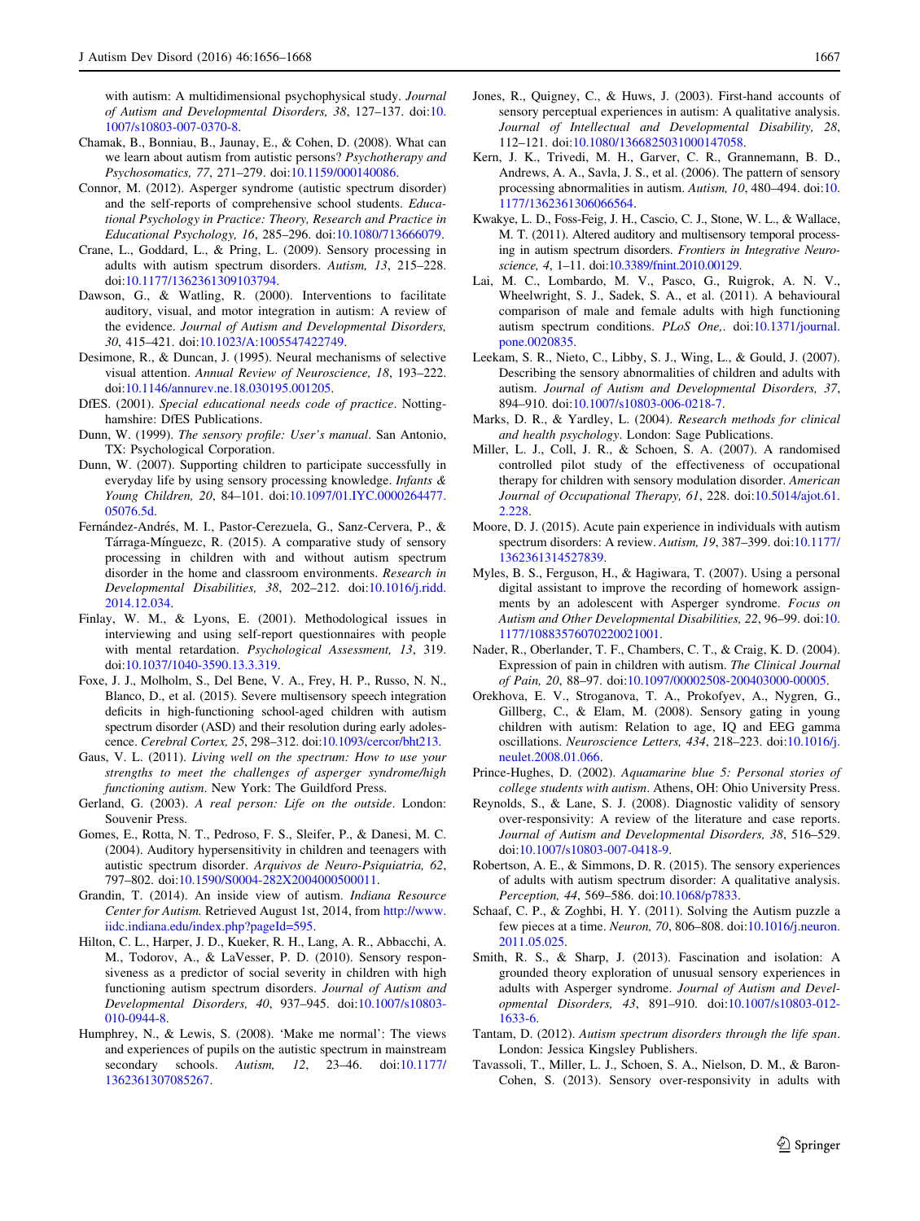with autism: A multidimensional psychophysical study. *Journal of Autism and Developmental Disorders, 38*, 127–137. doi:10.1007/s10803-007-0370-8.

Chamak, B., Bonniau, B., Jaunay, E., & Cohen, D. (2008). What can we learn about autism from autistic persons? *Psychotherapy and Psychosomatics, 77*, 271–279. doi:10.1159/000140086.

Connor, M. (2012). Asperger syndrome (autistic spectrum disorder) and the self-reports of comprehensive school students. *Educational Psychology in Practice: Theory, Research and Practice in Educational Psychology, 16*, 285–296. doi:10.1080/713666079.

Crane, L., Goddard, L., & Pring, L. (2009). Sensory processing in adults with autism spectrum disorders. *Autism, 13*, 215–228. doi:10.1177/1362361309103794.

Dawson, G., & Watling, R. (2000). Interventions to facilitate auditory, visual, and motor integration in autism: A review of the evidence. *Journal of Autism and Developmental Disorders, 30*, 415–421. doi:10.1023/A:1005547422749.

Desimone, R., & Duncan, J. (1995). Neural mechanisms of selective visual attention. *Annual Review of Neuroscience, 18*, 193–222. doi:10.1146/annurev.ne.18.030195.001205.

DfES. (2001). *Special educational needs code of practice*. Nottinghamshire: DfES Publications.

Dunn, W. (1999). *The sensory profile: User's manual*. San Antonio, TX: Psychological Corporation.

Dunn, W. (2007). Supporting children to participate successfully in everyday life by using sensory processing knowledge. *Infants & Young Children, 20*, 84–101. doi:10.1097/01.IYC.0000264477.05076.5d.

Fernández-Andrés, M. I., Pastor-Cerezuela, G., Sanz-Cervera, P., & Tárraga-Mínguezc, R. (2015). A comparative study of sensory processing in children with and without autism spectrum disorder in the home and classroom environments. *Research in Developmental Disabilities, 38*, 202–212. doi:10.1016/j.ridd.2014.12.034.

Finlay, W. M., & Lyons, E. (2001). Methodological issues in interviewing and using self-report questionnaires with people with mental retardation. *Psychological Assessment, 13*, 319. doi:10.1037/1040-3590.13.3.319.

Foxe, J. J., Molholm, S., Del Bene, V. A., Frey, H. P., Russo, N. N., Blanco, D., et al. (2015). Severe multisensory speech integration deficits in high-functioning school-aged children with autism spectrum disorder (ASD) and their resolution during early adolescence. *Cerebral Cortex, 25*, 298–312. doi:10.1093/cercor/bht213.

Gaus, V. L. (2011). *Living well on the spectrum: How to use your strengths to meet the challenges of asperger syndrome/high functioning autism*. New York: The Guildford Press.

Gerland, G. (2003). *A real person: Life on the outside*. London: Souvenir Press.

Gomes, E., Rotta, N. T., Pedroso, F. S., Sleifer, P., & Danesi, M. C. (2004). Auditory hypersensitivity in children and teenagers with autistic spectrum disorder. *Arquivos de Neuro-Psiquiatria, 62*, 797–802. doi:10.1590/S0004-282X2004000500011.

Grandin, T. (2014). An inside view of autism. *Indiana Resource Center for Autism*. Retrieved August 1st, 2014, from http://www.iidc.indiana.edu/index.php?pageId=595.

Hilton, C. L., Harper, J. D., Kueker, R. H., Lang, A. R., Abbacchi, A. M., Todorov, A., & LaVesser, P. D. (2010). Sensory responsiveness as a predictor of social severity in children with high functioning autism spectrum disorders. *Journal of Autism and Developmental Disorders, 40*, 937–945. doi:10.1007/s10803-010-0944-8.

Humphrey, N., & Lewis, S. (2008). 'Make me normal': The views and experiences of pupils on the autistic spectrum in mainstream secondary schools. *Autism, 12*, 23–46. doi:10.1177/1362361307085267.

Jones, R., Quigney, C., & Huws, J. (2003). First-hand accounts of sensory perceptual experiences in autism: A qualitative analysis. *Journal of Intellectual and Developmental Disability, 28*, 112–121. doi:10.1080/1366825031000147058.

Kern, J. K., Trivedi, M. H., Garver, C. R., Grannemann, B. D., Andrews, A. A., Savla, J. S., et al. (2006). The pattern of sensory processing abnormalities in autism. *Autism, 10*, 480–494. doi:10.1177/1362361306066564.

Kwakye, L. D., Foss-Feig, J. H., Cascio, C. J., Stone, W. L., & Wallace, M. T. (2011). Altered auditory and multisensory temporal processing in autism spectrum disorders. *Frontiers in Integrative Neuroscience, 4*, 1–11. doi:10.3389/fnint.2010.00129.

Lai, M. C., Lombardo, M. V., Pasco, G., Ruigrok, A. N. V., Wheelwright, S. J., Sadek, S. A., et al. (2011). A behavioural comparison of male and female adults with high functioning autism spectrum conditions. *PLoS One*,. doi:10.1371/journal.pone.0020835.

Leekam, S. R., Nieto, C., Libby, S. J., Wing, L., & Gould, J. (2007). Describing the sensory abnormalities of children and adults with autism. *Journal of Autism and Developmental Disorders, 37*, 894–910. doi:10.1007/s10803-006-0218-7.

Marks, D. R., & Yardley, L. (2004). *Research methods for clinical and health psychology*. London: Sage Publications.

Miller, L. J., Coll, J. R., & Schoen, S. A. (2007). A randomised controlled pilot study of the effectiveness of occupational therapy for children with sensory modulation disorder. *American Journal of Occupational Therapy, 61*, 228. doi:10.5014/ajot.61.2.228.

Moore, D. J. (2015). Acute pain experience in individuals with autism spectrum disorders: A review. *Autism, 19*, 387–399. doi:10.1177/1362361314527839.

Myles, B. S., Ferguson, H., & Hagiwara, T. (2007). Using a personal digital assistant to improve the recording of homework assignments by an adolescent with Asperger syndrome. *Focus on Autism and Other Developmental Disabilities, 22*, 96–99. doi:10.1177/10883576070220021001.

Nader, R., Oberlander, T. F., Chambers, C. T., & Craig, K. D. (2004). Expression of pain in children with autism. *The Clinical Journal of Pain, 20*, 88–97. doi:10.1097/00002508-200403000-00005.

Orekhova, E. V., Stroganova, T. A., Prokofyev, A., Nygren, G., Gillberg, C., & Elam, M. (2008). Sensory gating in young children with autism: Relation to age, IQ and EEG gamma oscillations. *Neuroscience Letters, 434*, 218–223. doi:10.1016/j.neulet.2008.01.066.

Prince-Hughes, D. (2002). *Aquamarine blue 5: Personal stories of college students with autism*. Athens, OH: Ohio University Press.

Reynolds, S., & Lane, S. J. (2008). Diagnostic validity of sensory over-responsivity: A review of the literature and case reports. *Journal of Autism and Developmental Disorders, 38*, 516–529. doi:10.1007/s10803-007-0418-9.

Robertson, A. E., & Simmons, D. R. (2015). The sensory experiences of adults with autism spectrum disorder: A qualitative analysis. *Perception, 44*, 569–586. doi:10.1068/p7833.

Schaaf, C. P., & Zoghbi, H. Y. (2011). Solving the Autism puzzle a few pieces at a time. *Neuron, 70*, 806–808. doi:10.1016/j.neuron.2011.05.025.

Smith, R. S., & Sharp, J. (2013). Fascination and isolation: A grounded theory exploration of unusual sensory experiences in adults with Asperger syndrome. *Journal of Autism and Developmental Disorders, 43*, 891–910. doi:10.1007/s10803-012-1633-6.

Tantam, D. (2012). *Autism spectrum disorders through the life span*. London: Jessica Kingsley Publishers.

Tavassoli, T., Miller, L. J., Schoen, S. A., Nielson, D. M., & Baron-Cohen, S. (2013). Sensory over-responsivity in adults with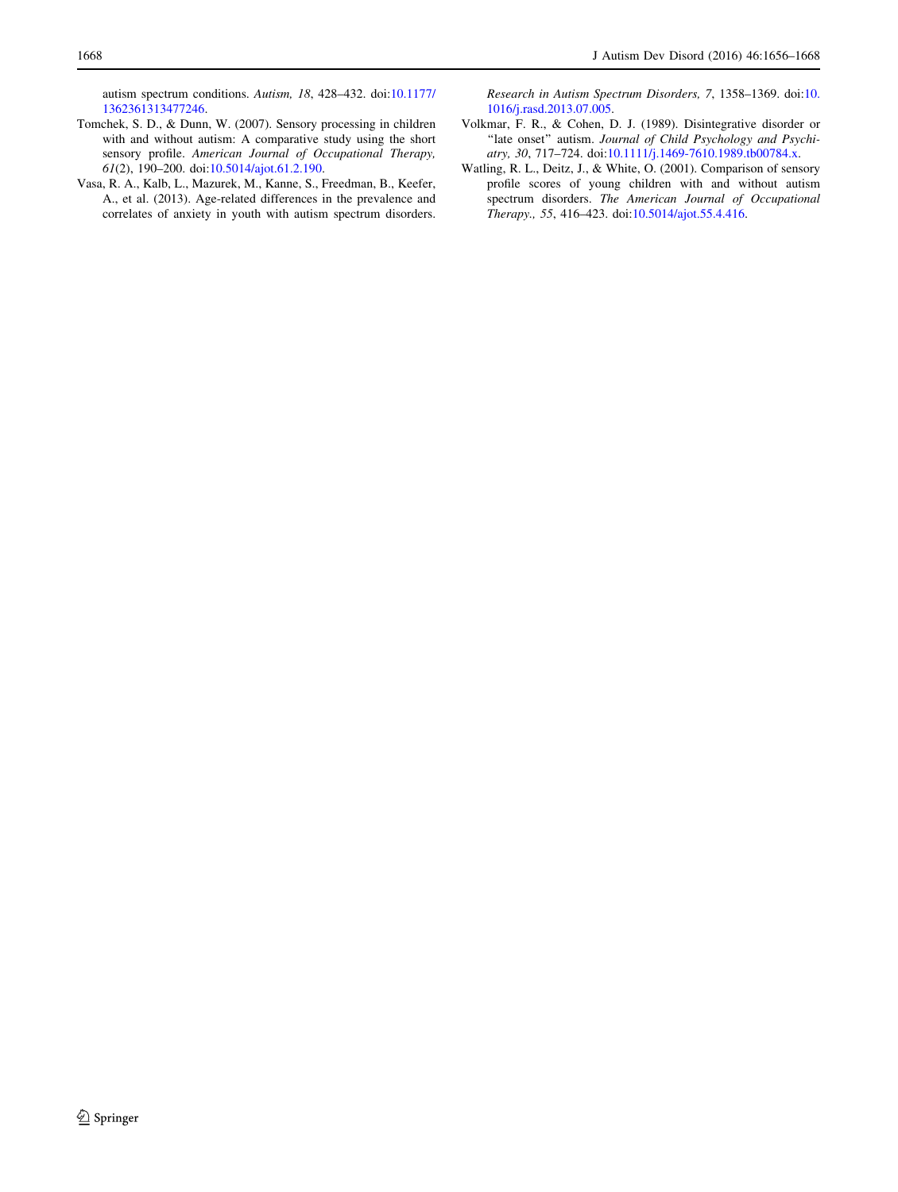autism spectrum conditions. *Autism, 18*, 428–432. doi:10.1177/1362361313477246.

Tomchek, S. D., & Dunn, W. (2007). Sensory processing in children with and without autism: A comparative study using the short sensory profile. *American Journal of Occupational Therapy, 61*(2), 190–200. doi:10.5014/ajot.61.2.190.

Vasa, R. A., Kalb, L., Mazurek, M., Kanne, S., Freedman, B., Keefer, A., et al. (2013). Age-related differences in the prevalence and correlates of anxiety in youth with autism spectrum disorders. *Research in Autism Spectrum Disorders, 7*, 1358–1369. doi:10.1016/j.rasd.2013.07.005.

Volkmar, F. R., & Cohen, D. J. (1989). Disintegrative disorder or "late onset" autism. *Journal of Child Psychology and Psychiatry, 30*, 717–724. doi:10.1111/j.1469-7610.1989.tb00784.x.

Watling, R. L., Deitz, J., & White, O. (2001). Comparison of sensory profile scores of young children with and without autism spectrum disorders. *The American Journal of Occupational Therapy., 55*, 416–423. doi:10.5014/ajot.55.4.416.